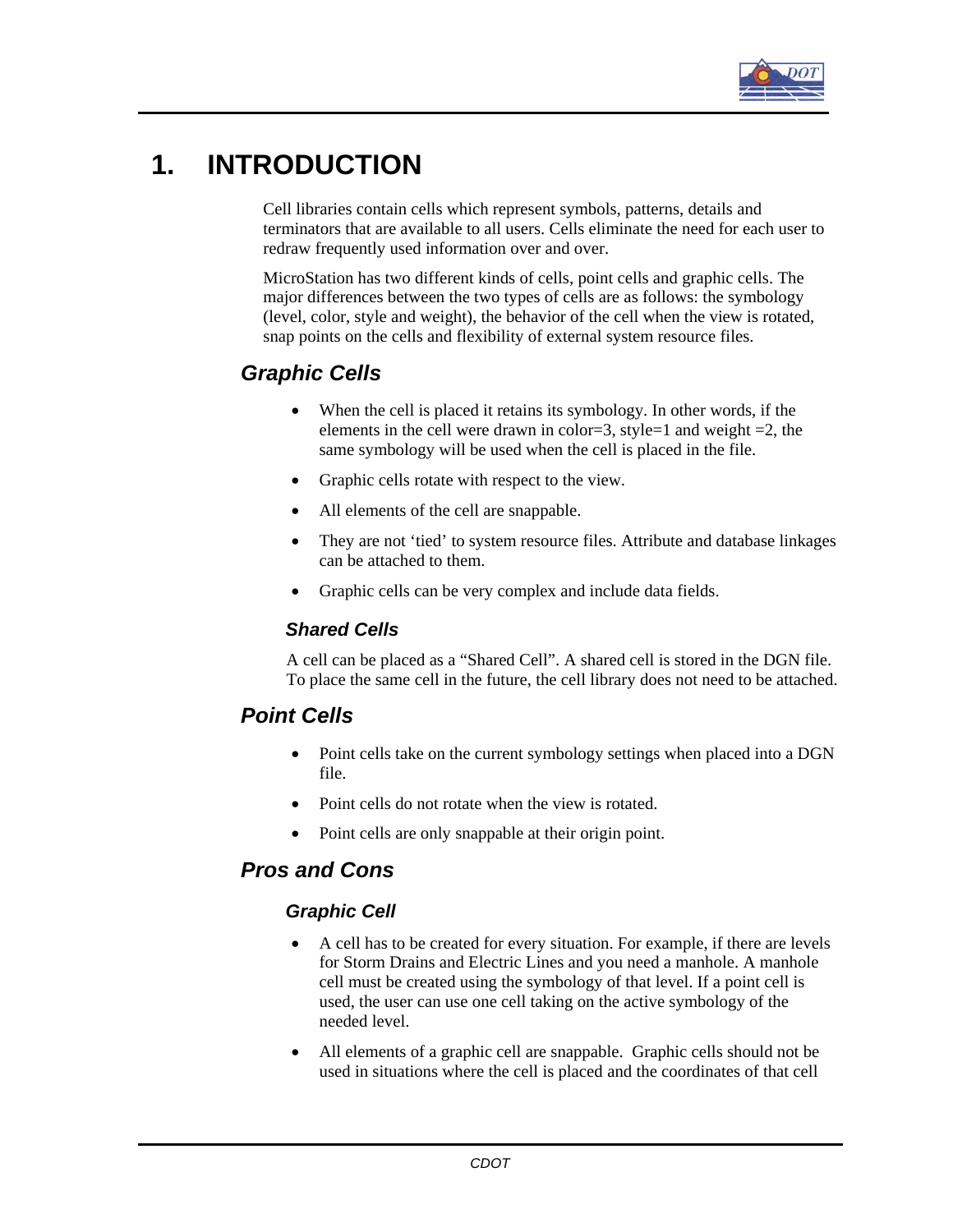# 1. INTRODUCTION

Cell libraries contain cells which represent symbols, patterns, details and terminators that are available to all users. Cells eliminate the need for each user to redraw frequently used information over and over.

MicroStation has two different kinds of cells, point cells and graphic cells. The major differences between the two types of cells are as follows: the symbology (level, color, style and weight), the behavior of the cell when the view is rotated, snap points on the cells and flexibility of external system resource files.

## *Graphic Cells*

- When the cell is placed it retains its symbology. In other words, if the elements in the cell were drawn in color=3, style=1 and weight =2, the same symbology will be used when the cell is placed in the file.
- Graphic cells rotate with respect to the view.
- All elements of the cell are snappable.
- They are not 'tied' to system resource files. Attribute and database linkages can be attached to them.
- Graphic cells can be very complex and include data fields.

### *Shared Cells*

A cell can be placed as a "Shared Cell". A shared cell is stored in the DGN file. To place the same cell in the future, the cell library does not need to be attached.

## *Point Cells*

- Point cells take on the current symbology settings when placed into a DGN file.
- Point cells do not rotate when the view is rotated.
- Point cells are only snappable at their origin point.

## *Pros and Cons*

### *Graphic Cell*

- A cell has to be created for every situation. For example, if there are levels for Storm Drains and Electric Lines and you need a manhole. A manhole cell must be created using the symbology of that level. If a point cell is used, the user can use one cell taking on the active symbology of the needed level.
- All elements of a graphic cell are snappable. Graphic cells should not be used in situations where the cell is placed and the coordinates of that cell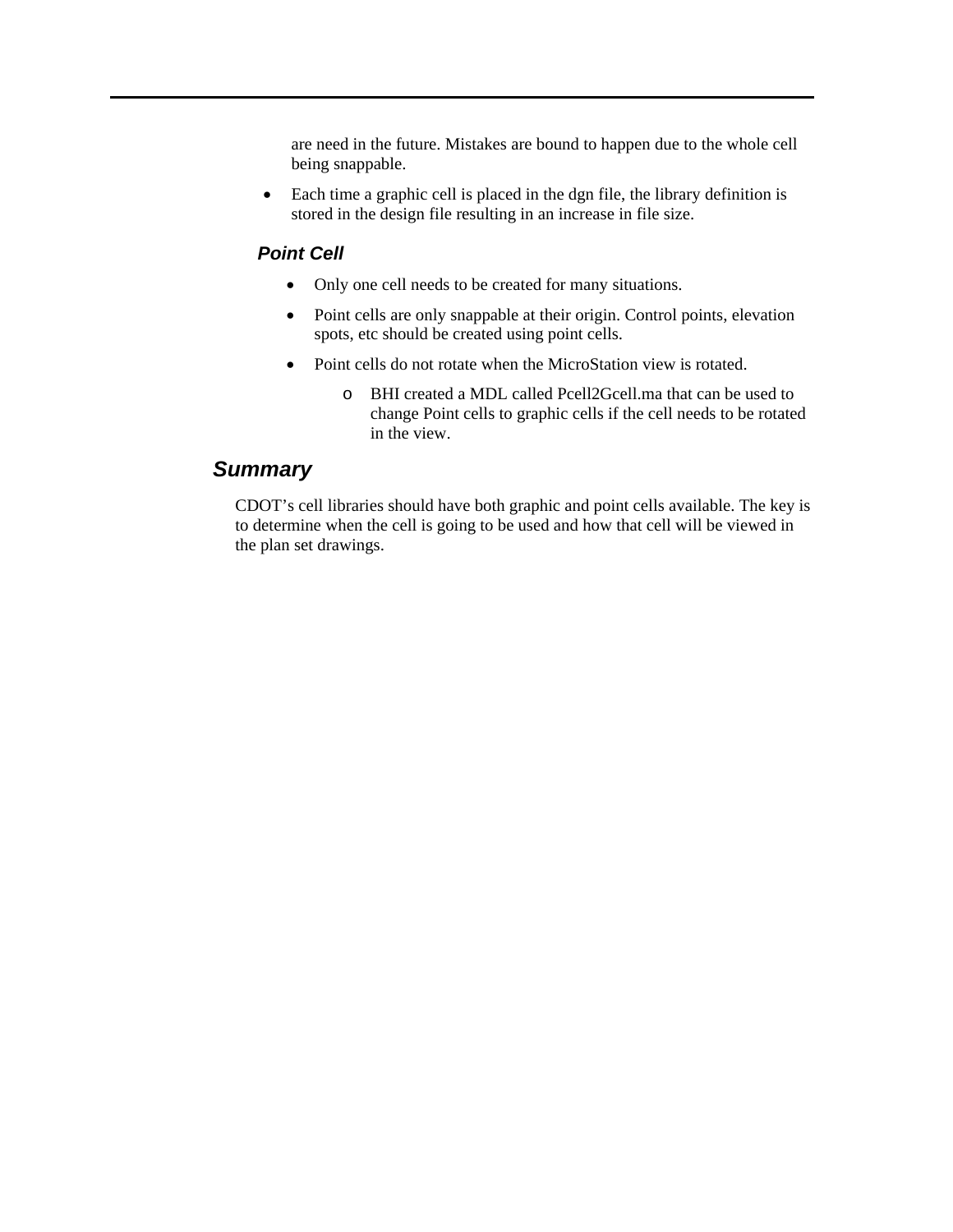are need in the future. Mistakes are bound to happen due to the whole cell being snappable.

- Each time a graphic cell is placed in the dgn file, the library definition is stored in the design file resulting in an increase in file size.

### *Point Cell*

- Only one cell needs to be created for many situations.
- Point cells are only snappable at their origin. Control points, elevation spots, etc should be created using point cells.
- Point cells do not rotate when the MicroStation view is rotated.
  - BHI created a MDL called Pcell2Gcell.ma that can be used to change Point cells to graphic cells if the cell needs to be rotated in the view.

## *Summary*

CDOT's cell libraries should have both graphic and point cells available. The key is to determine when the cell is going to be used and how that cell will be viewed in the plan set drawings.